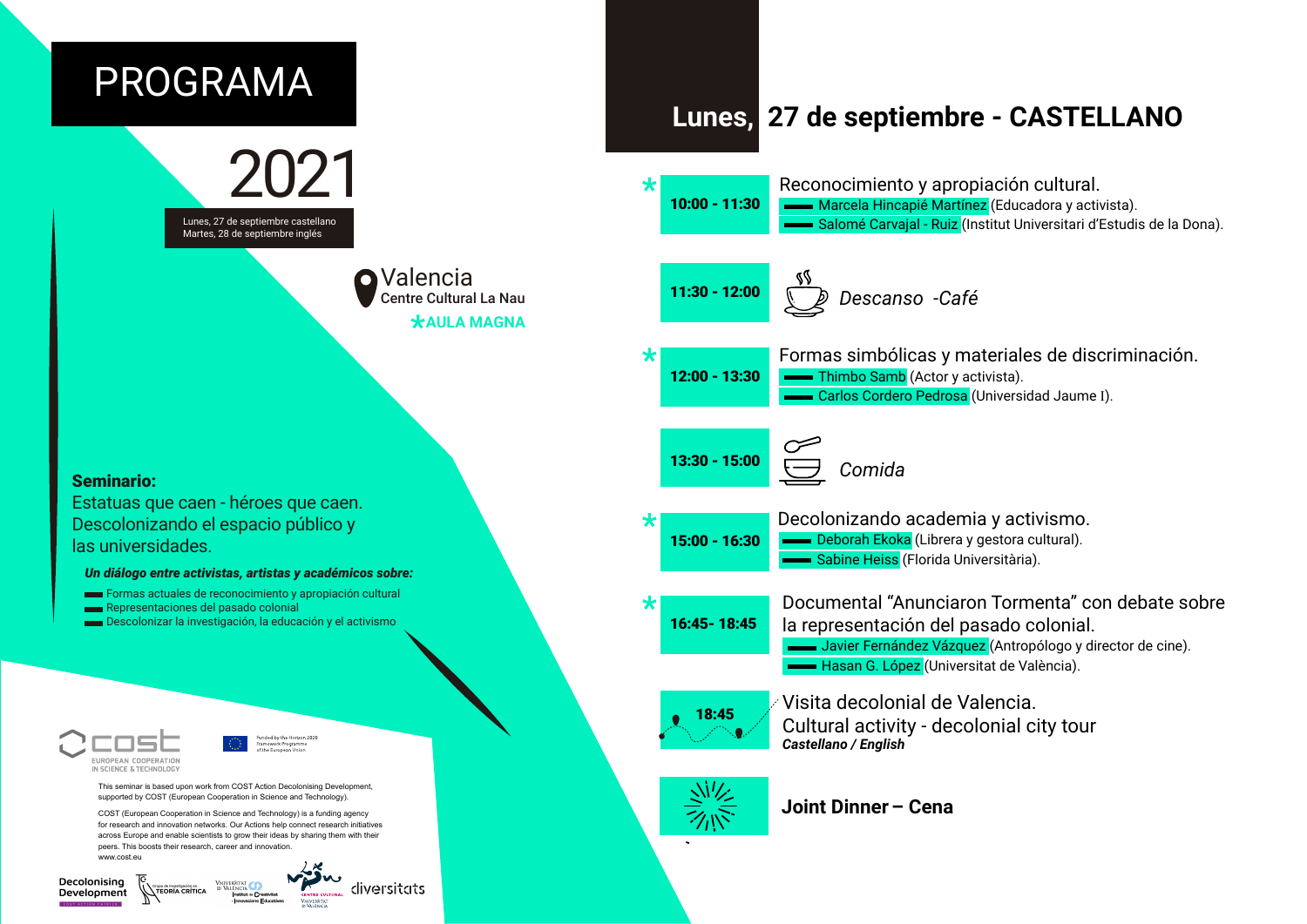# PROGRAMA

## 2021

Lunes, 27 de septiembre castellano
Martes, 28 de septiembre inglés

Valencia
Centre Cultural La Nau
*AULA MAGNA

**Seminario:**
Estatuas que caen - héroes que caen.
Descolonizando el espacio público y las universidades.

***Un diálogo entre activistas, artistas y académicos sobre:***

- Formas actuales de reconocimiento y apropiación cultural
- Representaciones del pasado colonial
- Descolonizar la investigación, la educación y el activismo

COST
EUROPEAN COOPERATION IN SCIENCE & TECHNOLOGY

Funded by the Horizon 2020 Framework Programme of the European Union

This seminar is based upon work from COST Action Decolonising Development, supported by COST (European Cooperation in Science and Technology).

COST (European Cooperation in Science and Technology) is a funding agency for research and innovation networks. Our Actions help connect research initiatives across Europe and enable scientists to grow their ideas by sharing them with their peers. This boosts their research, career and innovation.
www.cost.eu

Decolonising Development · Teoría Crítica · Universitat de València Institut de Creativitat i Innovacions Educatives · Centre Cultural Universitat de València · diversitats

## Lunes, 27 de septiembre - CASTELLANO

| Hora | Actividad |
| --- | --- |
| * 10:00 - 11:30 | Reconocimiento y apropiación cultural.<br>Marcela Hincapié Martínez (Educadora y activista).<br>Salomé Carvajal - Ruiz (Institut Universitari d'Estudis de la Dona). |
| 11:30 - 12:00 | *Descanso -Café* |
| * 12:00 - 13:30 | Formas simbólicas y materiales de discriminación.<br>Thimbo Samb (Actor y activista).<br>Carlos Cordero Pedrosa (Universidad Jaume I). |
| 13:30 - 15:00 | *Comida* |
| * 15:00 - 16:30 | Decolonizando academia y activismo.<br>Deborah Ekoka (Librera y gestora cultural).<br>Sabine Heiss (Florida Universitària). |
| * 16:45- 18:45 | Documental "Anunciaron Tormenta" con debate sobre la representación del pasado colonial.<br>Javier Fernández Vázquez (Antropólogo y director de cine).<br>Hasan G. López (Universitat de València). |
| 18:45 | Visita decolonial de Valencia.<br>Cultural activity - decolonial city tour<br>***Castellano / English*** |
| | **Joint Dinner – Cena** |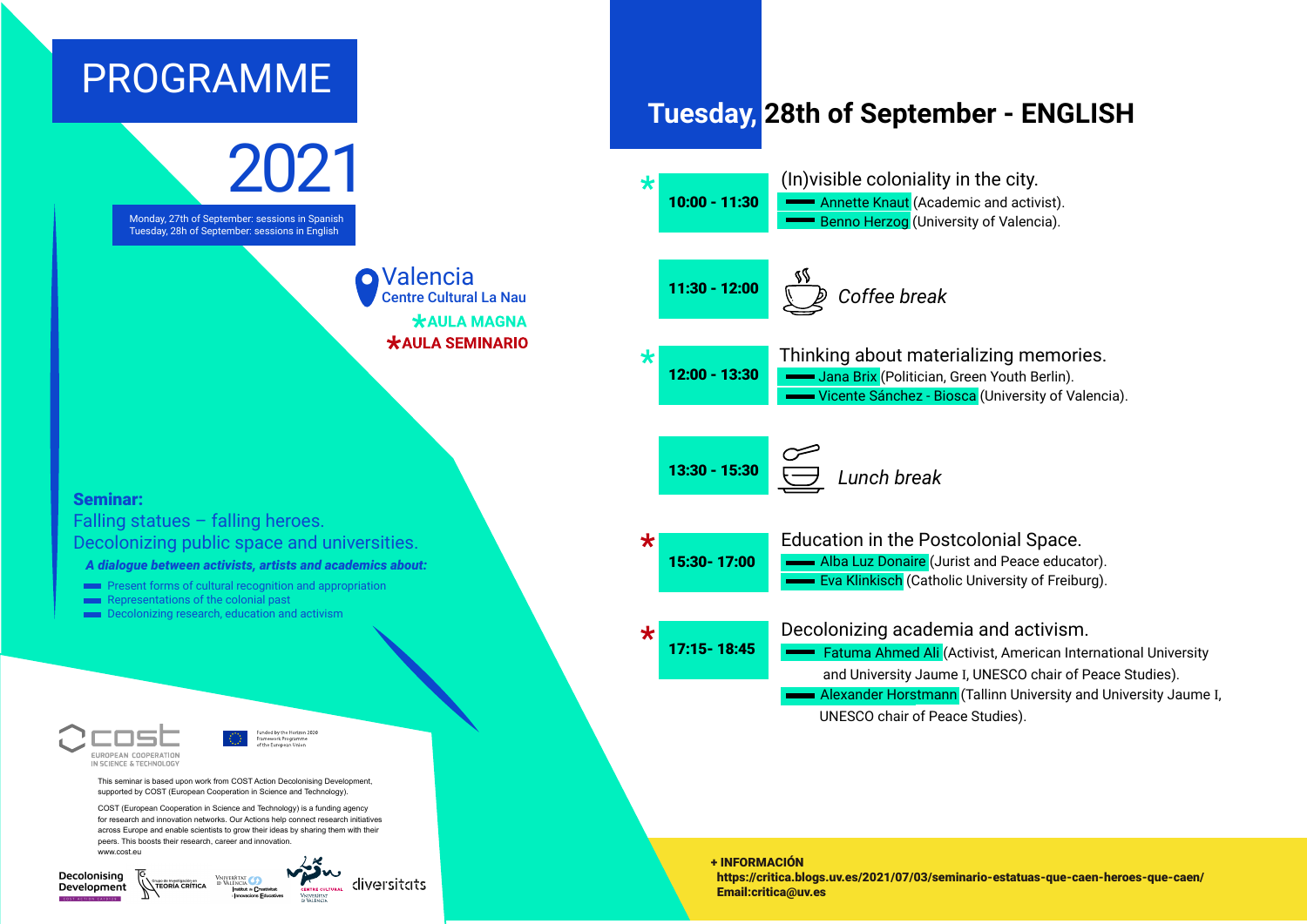# PROGRAMME

# 2021

Monday, 27th of September: sessions in Spanish
Tuesday, 28h of September: sessions in English

Valencia
Centre Cultural La Nau
*AULA MAGNA
*AULA SEMINARIO

**Seminar:**
Falling statues – falling heroes.
Decolonizing public space and universities.

***A dialogue between activists, artists and academics about:***

- Present forms of cultural recognition and appropriation
- Representations of the colonial past
- Decolonizing research, education and activism

EUROPEAN COOPERATION IN SCIENCE & TECHNOLOGY

Funded by the Horizon 2020 Framework Programme of the European Union

This seminar is based upon work from COST Action Decolonising Development, supported by COST (European Cooperation in Science and Technology).

COST (European Cooperation in Science and Technology) is a funding agency for research and innovation networks. Our Actions help connect research initiatives across Europe and enable scientists to grow their ideas by sharing them with their peers. This boosts their research, career and innovation.
www.cost.eu

Decolonising Development · Teoría Crítica · Universitat de València · Centre Cultural · diversitats

## Tuesday, 28th of September - ENGLISH

*\* 10:00 - 11:30*
(In)visible coloniality in the city.
- Annette Knaut (Academic and activist).
- Benno Herzog (University of Valencia).

**11:30 - 12:00**
*Coffee break*

*\* 12:00 - 13:30*
Thinking about materializing memories.
- Jana Brix (Politician, Green Youth Berlin).
- Vicente Sánchez - Biosca (University of Valencia).

**13:30 - 15:30**
*Lunch break*

*\* 15:30- 17:00*
Education in the Postcolonial Space.
- Alba Luz Donaire (Jurist and Peace educator).
- Eva Klinkisch (Catholic University of Freiburg).

*\* 17:15- 18:45*
Decolonizing academia and activism.
- Fatuma Ahmed Ali (Activist, American International University and University Jaume I, UNESCO chair of Peace Studies).
- Alexander Horstmann (Tallinn University and University Jaume I, UNESCO chair of Peace Studies).

**+ INFORMACIÓN**
https://critica.blogs.uv.es/2021/07/03/seminario-estatuas-que-caen-heroes-que-caen/
Email:critica@uv.es